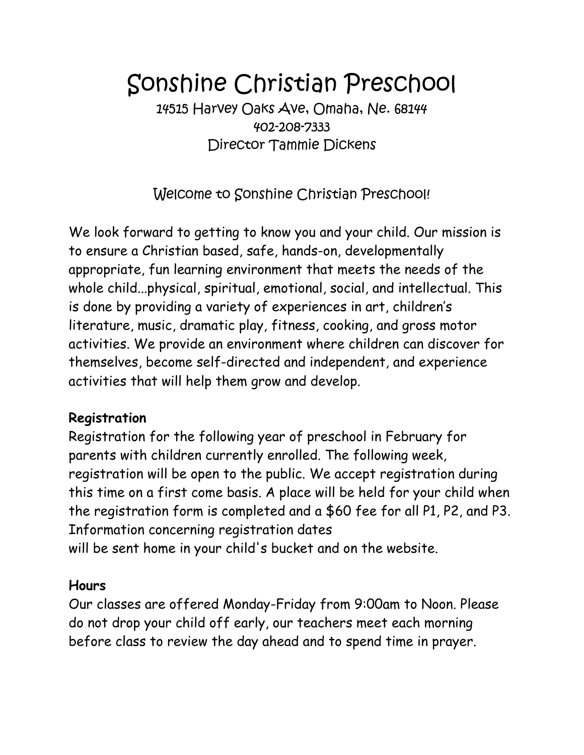# Sonshine Christian Preschool

14515 Harvey Oaks Ave, Omaha, Ne. 68144
402-208-7333
Director Tammie Dickens

## Welcome to Sonshine Christian Preschool!

We look forward to getting to know you and your child. Our mission is to ensure a Christian based, safe, hands-on, developmentally appropriate, fun learning environment that meets the needs of the whole child...physical, spiritual, emotional, social, and intellectual. This is done by providing a variety of experiences in art, children's literature, music, dramatic play, fitness, cooking, and gross motor activities. We provide an environment where children can discover for themselves, become self-directed and independent, and experience activities that will help them grow and develop.

**Registration**

Registration for the following year of preschool in February for parents with children currently enrolled. The following week, registration will be open to the public. We accept registration during this time on a first come basis. A place will be held for your child when the registration form is completed and a $60 fee for all P1, P2, and P3. Information concerning registration dates
will be sent home in your child's bucket and on the website.

**Hours**

Our classes are offered Monday-Friday from 9:00am to Noon. Please do not drop your child off early, our teachers meet each morning before class to review the day ahead and to spend time in prayer.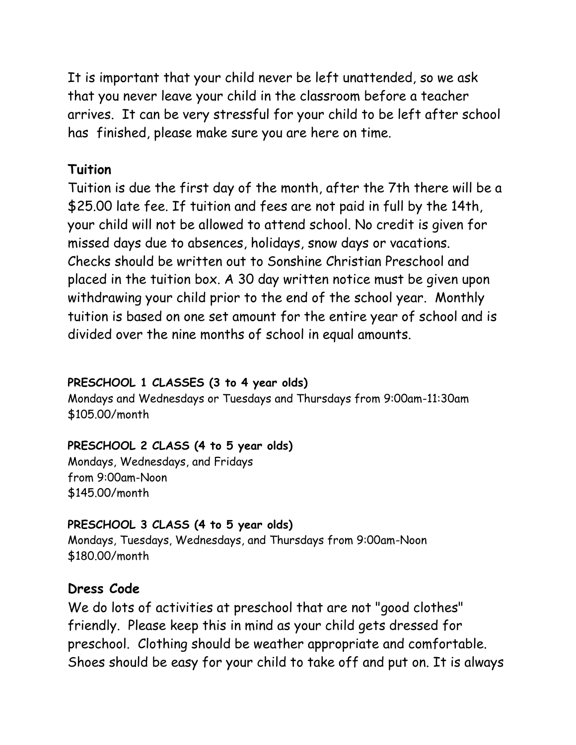It is important that your child never be left unattended, so we ask that you never leave your child in the classroom before a teacher arrives. It can be very stressful for your child to be left after school has finished, please make sure you are here on time.

## Tuition

Tuition is due the first day of the month, after the 7th there will be a $25.00 late fee. If tuition and fees are not paid in full by the 14th, your child will not be allowed to attend school. No credit is given for missed days due to absences, holidays, snow days or vacations. Checks should be written out to Sonshine Christian Preschool and placed in the tuition box. A 30 day written notice must be given upon withdrawing your child prior to the end of the school year. Monthly tuition is based on one set amount for the entire year of school and is divided over the nine months of school in equal amounts.

**PRESCHOOL 1 CLASSES (3 to 4 year olds)**
Mondays and Wednesdays or Tuesdays and Thursdays from 9:00am-11:30am
$105.00/month

**PRESCHOOL 2 CLASS (4 to 5 year olds)**
Mondays, Wednesdays, and Fridays
from 9:00am-Noon
$145.00/month

**PRESCHOOL 3 CLASS (4 to 5 year olds)**
Mondays, Tuesdays, Wednesdays, and Thursdays from 9:00am-Noon
$180.00/month

## Dress Code

We do lots of activities at preschool that are not "good clothes" friendly. Please keep this in mind as your child gets dressed for preschool. Clothing should be weather appropriate and comfortable. Shoes should be easy for your child to take off and put on. It is always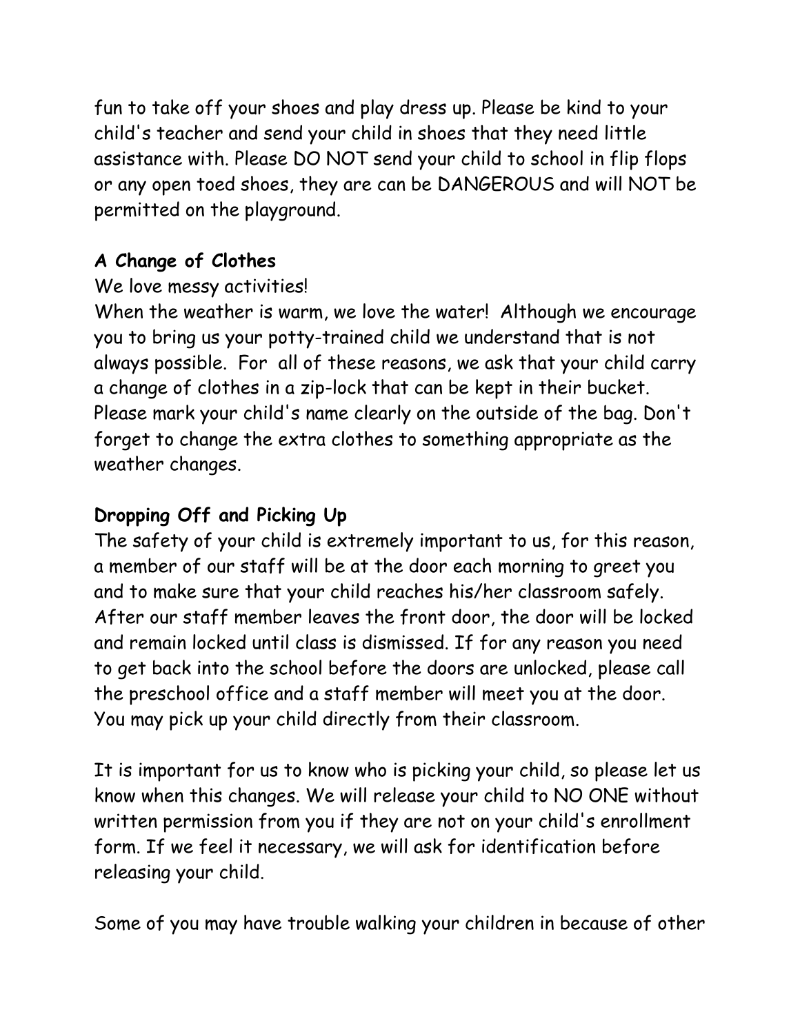fun to take off your shoes and play dress up. Please be kind to your child's teacher and send your child in shoes that they need little assistance with. Please DO NOT send your child to school in flip flops or any open toed shoes, they are can be DANGEROUS and will NOT be permitted on the playground.

**A Change of Clothes**

We love messy activities!

When the weather is warm, we love the water! Although we encourage you to bring us your potty-trained child we understand that is not always possible. For all of these reasons, we ask that your child carry a change of clothes in a zip-lock that can be kept in their bucket. Please mark your child's name clearly on the outside of the bag. Don't forget to change the extra clothes to something appropriate as the weather changes.

**Dropping Off and Picking Up**

The safety of your child is extremely important to us, for this reason, a member of our staff will be at the door each morning to greet you and to make sure that your child reaches his/her classroom safely. After our staff member leaves the front door, the door will be locked and remain locked until class is dismissed. If for any reason you need to get back into the school before the doors are unlocked, please call the preschool office and a staff member will meet you at the door. You may pick up your child directly from their classroom.

It is important for us to know who is picking your child, so please let us know when this changes. We will release your child to NO ONE without written permission from you if they are not on your child's enrollment form. If we feel it necessary, we will ask for identification before releasing your child.

Some of you may have trouble walking your children in because of other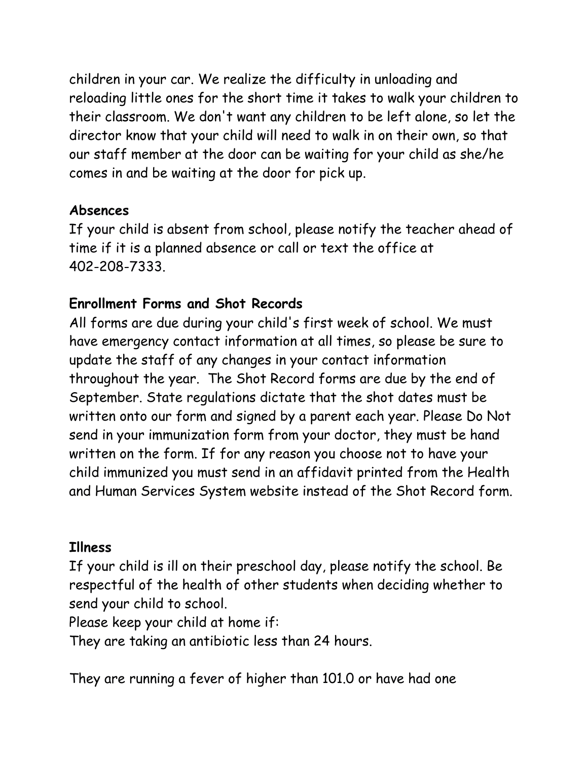children in your car. We realize the difficulty in unloading and reloading little ones for the short time it takes to walk your children to their classroom. We don't want any children to be left alone, so let the director know that your child will need to walk in on their own, so that our staff member at the door can be waiting for your child as she/he comes in and be waiting at the door for pick up.

**Absences**

If your child is absent from school, please notify the teacher ahead of time if it is a planned absence or call or text the office at 402-208-7333.

**Enrollment Forms and Shot Records**

All forms are due during your child's first week of school. We must have emergency contact information at all times, so please be sure to update the staff of any changes in your contact information throughout the year. The Shot Record forms are due by the end of September. State regulations dictate that the shot dates must be written onto our form and signed by a parent each year. Please Do Not send in your immunization form from your doctor, they must be hand written on the form. If for any reason you choose not to have your child immunized you must send in an affidavit printed from the Health and Human Services System website instead of the Shot Record form.

**Illness**

If your child is ill on their preschool day, please notify the school. Be respectful of the health of other students when deciding whether to send your child to school.

Please keep your child at home if:

They are taking an antibiotic less than 24 hours.

They are running a fever of higher than 101.0 or have had one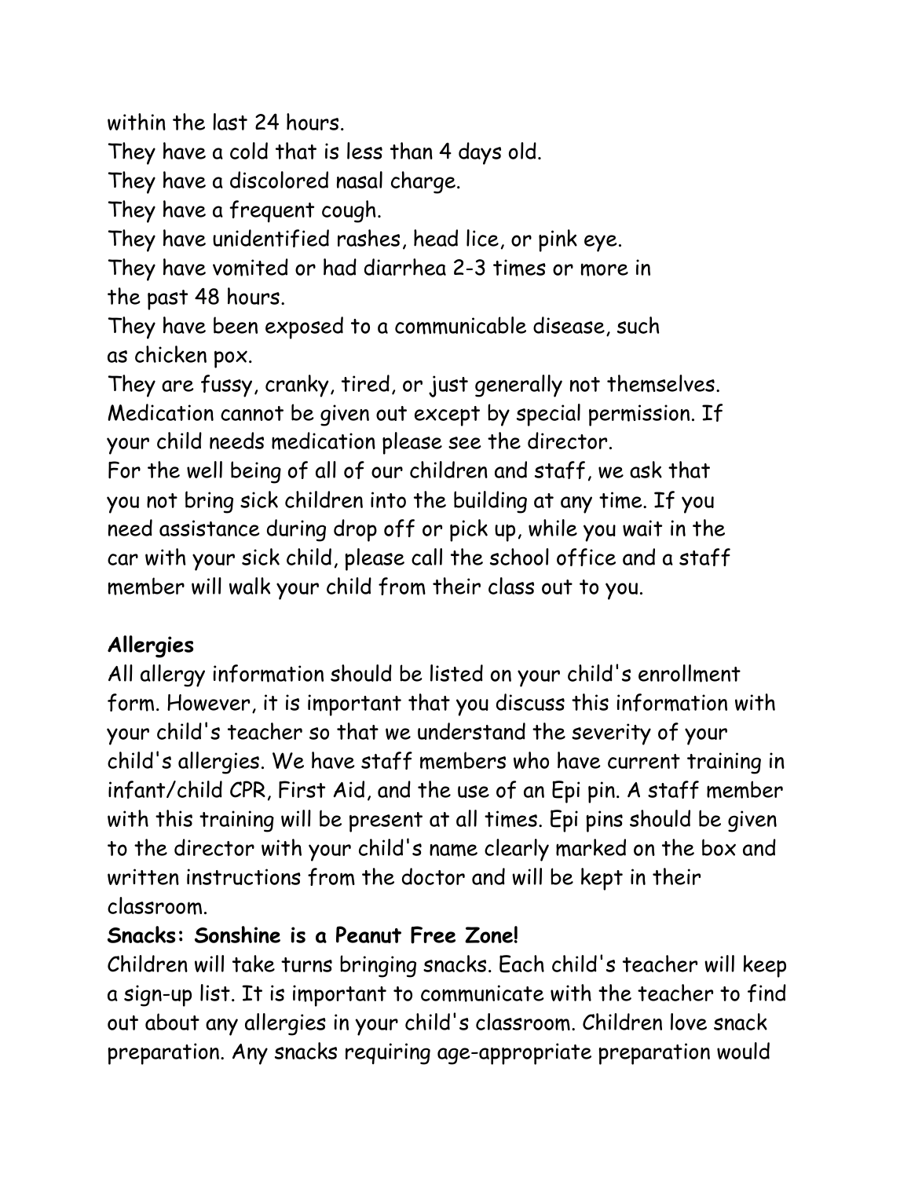within the last 24 hours.

They have a cold that is less than 4 days old.

They have a discolored nasal charge.

They have a frequent cough.

They have unidentified rashes, head lice, or pink eye.

They have vomited or had diarrhea 2-3 times or more in the past 48 hours.

They have been exposed to a communicable disease, such as chicken pox.

They are fussy, cranky, tired, or just generally not themselves.

Medication cannot be given out except by special permission. If your child needs medication please see the director.

For the well being of all of our children and staff, we ask that you not bring sick children into the building at any time. If you need assistance during drop off or pick up, while you wait in the car with your sick child, please call the school office and a staff member will walk your child from their class out to you.

**Allergies**

All allergy information should be listed on your child's enrollment form. However, it is important that you discuss this information with your child's teacher so that we understand the severity of your child's allergies. We have staff members who have current training in infant/child CPR, First Aid, and the use of an Epi pin. A staff member with this training will be present at all times. Epi pins should be given to the director with your child's name clearly marked on the box and written instructions from the doctor and will be kept in their classroom.

**Snacks: Sonshine is a Peanut Free Zone!**

Children will take turns bringing snacks. Each child's teacher will keep a sign-up list. It is important to communicate with the teacher to find out about any allergies in your child's classroom. Children love snack preparation. Any snacks requiring age-appropriate preparation would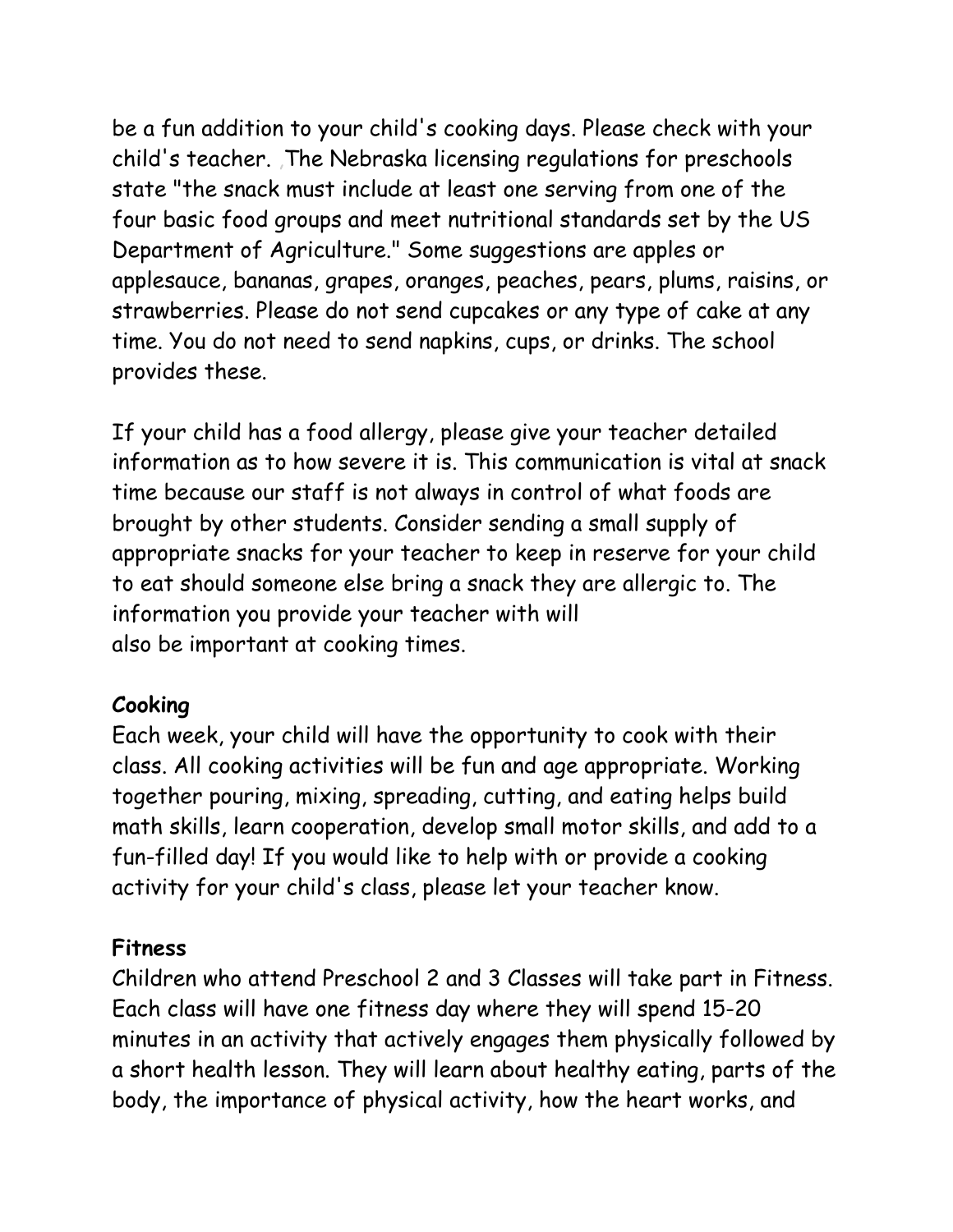be a fun addition to your child's cooking days. Please check with your child's teacher. ,The Nebraska licensing regulations for preschools state "the snack must include at least one serving from one of the four basic food groups and meet nutritional standards set by the US Department of Agriculture." Some suggestions are apples or applesauce, bananas, grapes, oranges, peaches, pears, plums, raisins, or strawberries. Please do not send cupcakes or any type of cake at any time. You do not need to send napkins, cups, or drinks. The school provides these.

If your child has a food allergy, please give your teacher detailed information as to how severe it is. This communication is vital at snack time because our staff is not always in control of what foods are brought by other students. Consider sending a small supply of appropriate snacks for your teacher to keep in reserve for your child to eat should someone else bring a snack they are allergic to. The information you provide your teacher with will also be important at cooking times.

**Cooking**

Each week, your child will have the opportunity to cook with their class. All cooking activities will be fun and age appropriate. Working together pouring, mixing, spreading, cutting, and eating helps build math skills, learn cooperation, develop small motor skills, and add to a fun-filled day! If you would like to help with or provide a cooking activity for your child's class, please let your teacher know.

**Fitness**

Children who attend Preschool 2 and 3 Classes will take part in Fitness. Each class will have one fitness day where they will spend 15-20 minutes in an activity that actively engages them physically followed by a short health lesson. They will learn about healthy eating, parts of the body, the importance of physical activity, how the heart works, and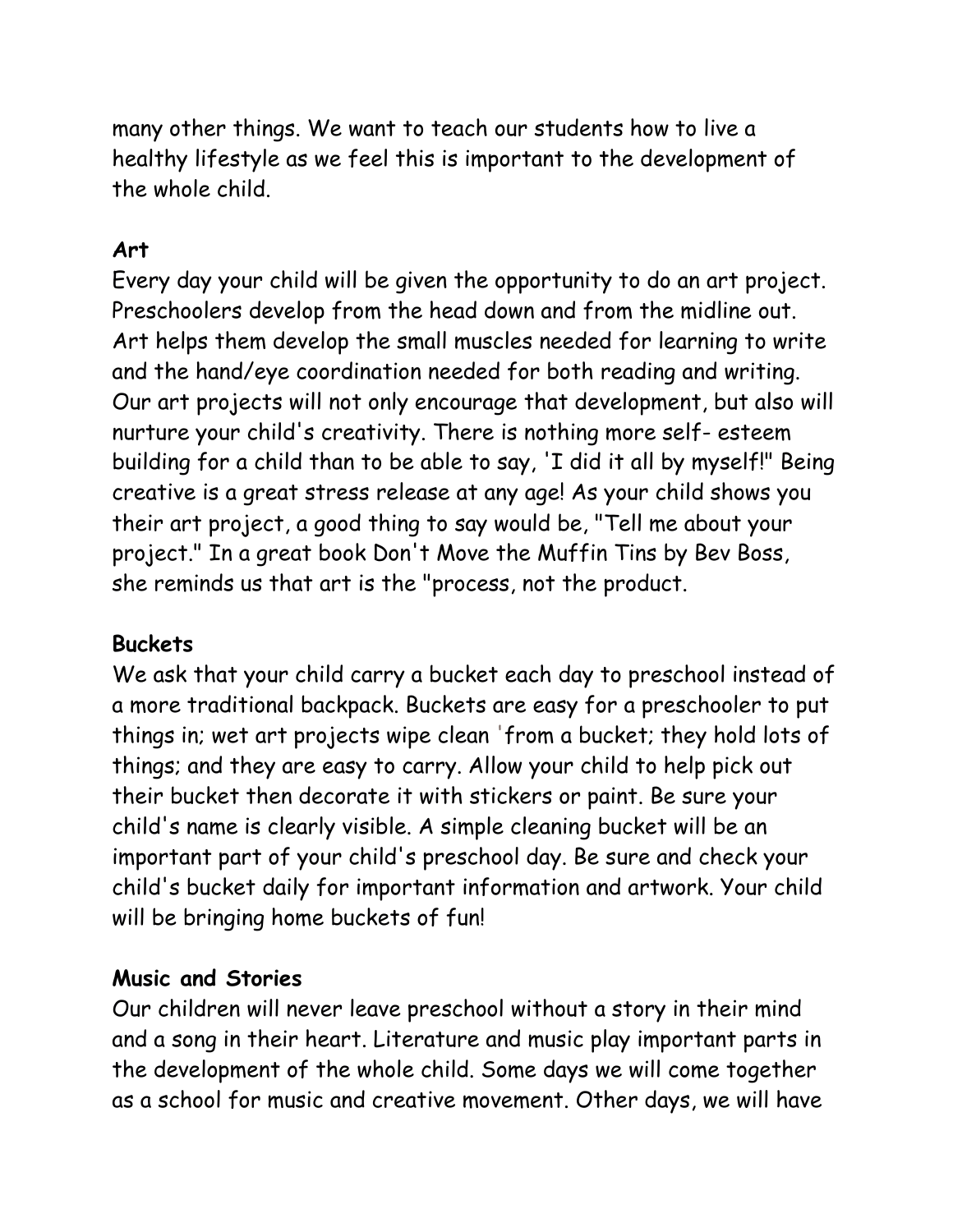many other things. We want to teach our students how to live a healthy lifestyle as we feel this is important to the development of the whole child.

**Art**

Every day your child will be given the opportunity to do an art project. Preschoolers develop from the head down and from the midline out. Art helps them develop the small muscles needed for learning to write and the hand/eye coordination needed for both reading and writing. Our art projects will not only encourage that development, but also will nurture your child's creativity. There is nothing more self- esteem building for a child than to be able to say, 'I did it all by myself!" Being creative is a great stress release at any age! As your child shows you their art project, a good thing to say would be, "Tell me about your project." In a great book Don't Move the Muffin Tins by Bev Boss, she reminds us that art is the "process, not the product.

**Buckets**

We ask that your child carry a bucket each day to preschool instead of a more traditional backpack. Buckets are easy for a preschooler to put things in; wet art projects wipe clean 'from a bucket; they hold lots of things; and they are easy to carry. Allow your child to help pick out their bucket then decorate it with stickers or paint. Be sure your child's name is clearly visible. A simple cleaning bucket will be an important part of your child's preschool day. Be sure and check your child's bucket daily for important information and artwork. Your child will be bringing home buckets of fun!

**Music and Stories**

Our children will never leave preschool without a story in their mind and a song in their heart. Literature and music play important parts in the development of the whole child. Some days we will come together as a school for music and creative movement. Other days, we will have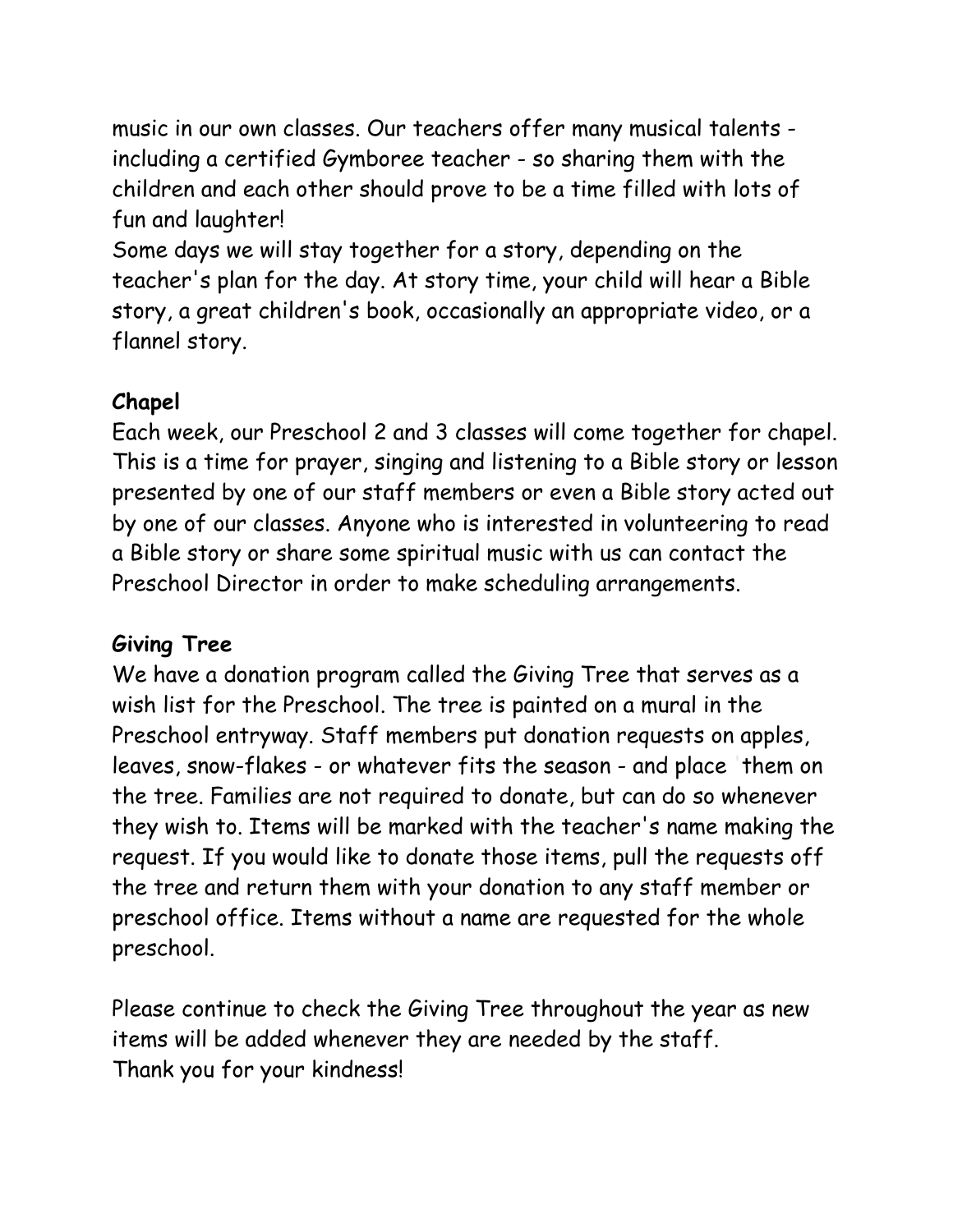music in our own classes. Our teachers offer many musical talents - including a certified Gymboree teacher - so sharing them with the children and each other should prove to be a time filled with lots of fun and laughter!

Some days we will stay together for a story, depending on the teacher's plan for the day. At story time, your child will hear a Bible story, a great children's book, occasionally an appropriate video, or a flannel story.

**Chapel**

Each week, our Preschool 2 and 3 classes will come together for chapel. This is a time for prayer, singing and listening to a Bible story or lesson presented by one of our staff members or even a Bible story acted out by one of our classes. Anyone who is interested in volunteering to read a Bible story or share some spiritual music with us can contact the Preschool Director in order to make scheduling arrangements.

**Giving Tree**

We have a donation program called the Giving Tree that serves as a wish list for the Preschool. The tree is painted on a mural in the Preschool entryway. Staff members put donation requests on apples, leaves, snow-flakes - or whatever fits the season - and place them on the tree. Families are not required to donate, but can do so whenever they wish to. Items will be marked with the teacher's name making the request. If you would like to donate those items, pull the requests off the tree and return them with your donation to any staff member or preschool office. Items without a name are requested for the whole preschool.

Please continue to check the Giving Tree throughout the year as new items will be added whenever they are needed by the staff.
Thank you for your kindness!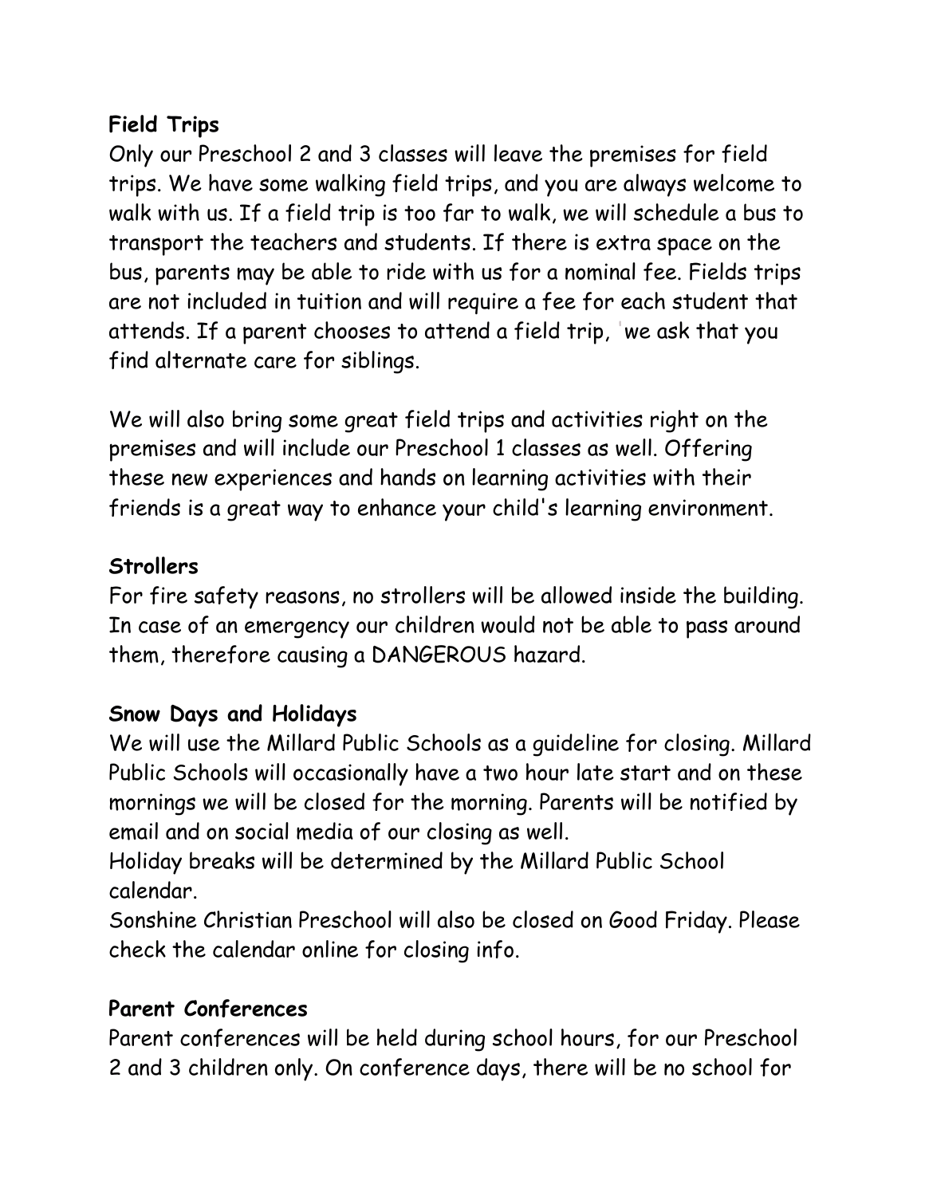**Field Trips**

Only our Preschool 2 and 3 classes will leave the premises for field trips. We have some walking field trips, and you are always welcome to walk with us. If a field trip is too far to walk, we will schedule a bus to transport the teachers and students. If there is extra space on the bus, parents may be able to ride with us for a nominal fee. Fields trips are not included in tuition and will require a fee for each student that attends. If a parent chooses to attend a field trip, we ask that you find alternate care for siblings.

We will also bring some great field trips and activities right on the premises and will include our Preschool 1 classes as well. Offering these new experiences and hands on learning activities with their friends is a great way to enhance your child's learning environment.

**Strollers**

For fire safety reasons, no strollers will be allowed inside the building. In case of an emergency our children would not be able to pass around them, therefore causing a DANGEROUS hazard.

**Snow Days and Holidays**

We will use the Millard Public Schools as a guideline for closing. Millard Public Schools will occasionally have a two hour late start and on these mornings we will be closed for the morning. Parents will be notified by email and on social media of our closing as well.

Holiday breaks will be determined by the Millard Public School calendar.

Sonshine Christian Preschool will also be closed on Good Friday. Please check the calendar online for closing info.

**Parent Conferences**

Parent conferences will be held during school hours, for our Preschool 2 and 3 children only. On conference days, there will be no school for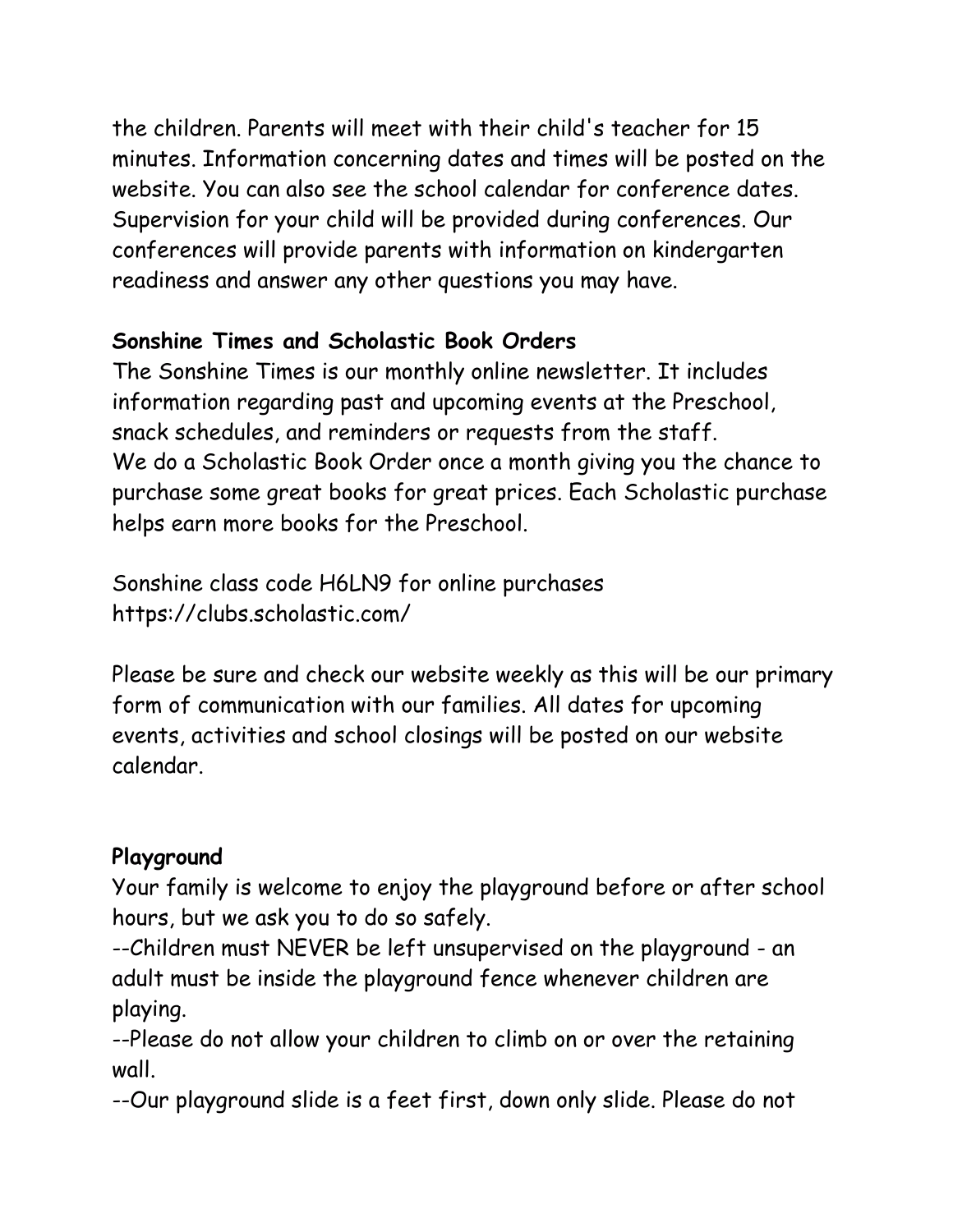the children. Parents will meet with their child's teacher for 15 minutes. Information concerning dates and times will be posted on the website. You can also see the school calendar for conference dates. Supervision for your child will be provided during conferences. Our conferences will provide parents with information on kindergarten readiness and answer any other questions you may have.

**Sonshine Times and Scholastic Book Orders**

The Sonshine Times is our monthly online newsletter. It includes information regarding past and upcoming events at the Preschool, snack schedules, and reminders or requests from the staff.
We do a Scholastic Book Order once a month giving you the chance to purchase some great books for great prices. Each Scholastic purchase helps earn more books for the Preschool.

Sonshine class code H6LN9 for online purchases
https://clubs.scholastic.com/

Please be sure and check our website weekly as this will be our primary form of communication with our families. All dates for upcoming events, activities and school closings will be posted on our website calendar.

**Playground**

Your family is welcome to enjoy the playground before or after school hours, but we ask you to do so safely.

--Children must NEVER be left unsupervised on the playground - an adult must be inside the playground fence whenever children are playing.

--Please do not allow your children to climb on or over the retaining wall.

--Our playground slide is a feet first, down only slide. Please do not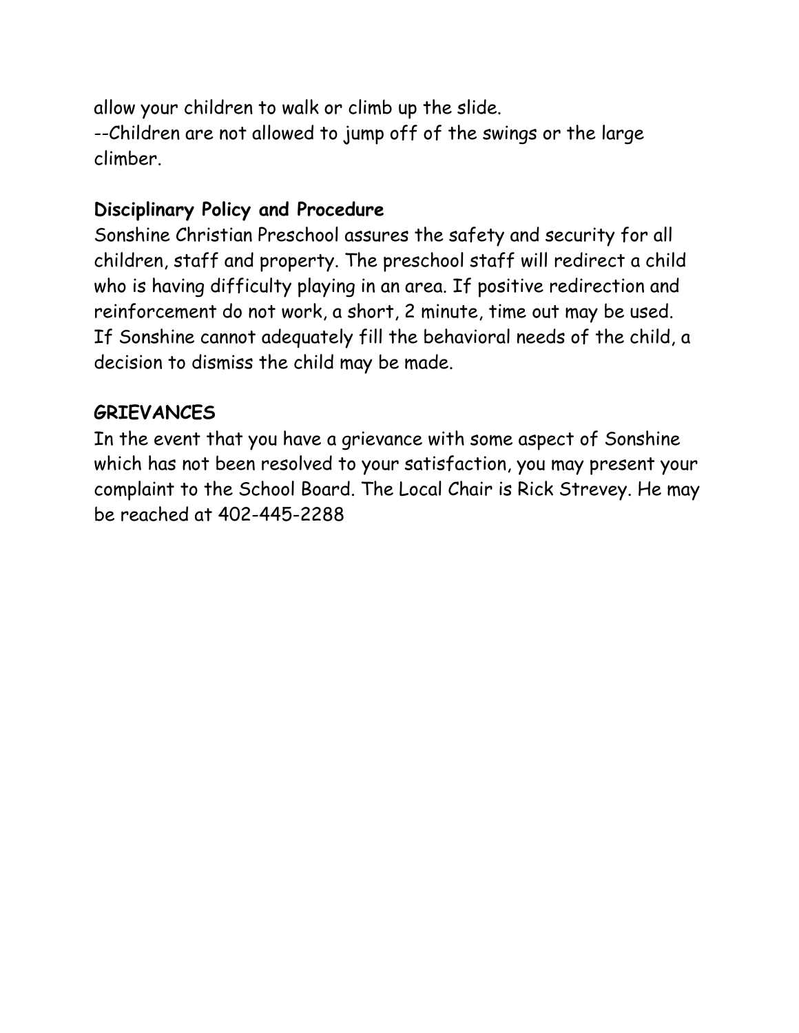allow your children to walk or climb up the slide.

--Children are not allowed to jump off of the swings or the large climber.

**Disciplinary Policy and Procedure**

Sonshine Christian Preschool assures the safety and security for all children, staff and property. The preschool staff will redirect a child who is having difficulty playing in an area. If positive redirection and reinforcement do not work, a short, 2 minute, time out may be used. If Sonshine cannot adequately fill the behavioral needs of the child, a decision to dismiss the child may be made.

**GRIEVANCES**

In the event that you have a grievance with some aspect of Sonshine which has not been resolved to your satisfaction, you may present your complaint to the School Board. The Local Chair is Rick Strevey. He may be reached at 402-445-2288